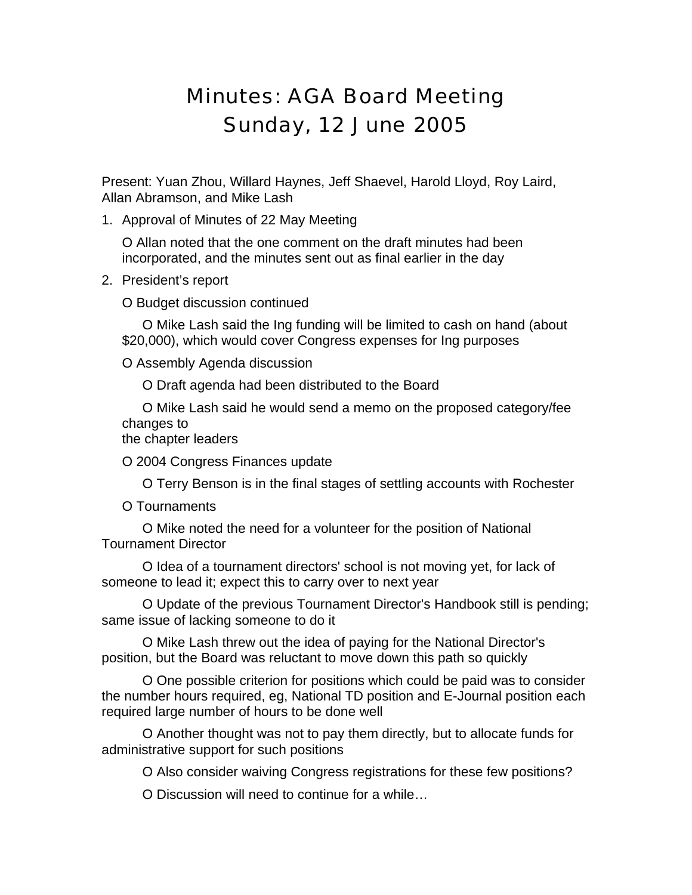# Minutes: AGA Board Meeting
# Sunday, 12 June 2005

Present: Yuan Zhou, Willard Haynes, Jeff Shaevel, Harold Lloyd, Roy Laird, Allan Abramson, and Mike Lash

1. Approval of Minutes of 22 May Meeting
   - Allan noted that the one comment on the draft minutes had been incorporated, and the minutes sent out as final earlier in the day
2. President's report
   - Budget discussion continued
     - Mike Lash said the Ing funding will be limited to cash on hand (about $20,000), which would cover Congress expenses for Ing purposes
   - Assembly Agenda discussion
     - Draft agenda had been distributed to the Board
     - Mike Lash said he would send a memo on the proposed category/fee changes to the chapter leaders
   - 2004 Congress Finances update
     - Terry Benson is in the final stages of settling accounts with Rochester
   - Tournaments
     - Mike noted the need for a volunteer for the position of National Tournament Director
     - Idea of a tournament directors' school is not moving yet, for lack of someone to lead it; expect this to carry over to next year
     - Update of the previous Tournament Director's Handbook still is pending; same issue of lacking someone to do it
     - Mike Lash threw out the idea of paying for the National Director's position, but the Board was reluctant to move down this path so quickly
     - One possible criterion for positions which could be paid was to consider the number hours required, eg, National TD position and E-Journal position each required large number of hours to be done well
     - Another thought was not to pay them directly, but to allocate funds for administrative support for such positions
     - Also consider waiving Congress registrations for these few positions?
     - Discussion will need to continue for a while…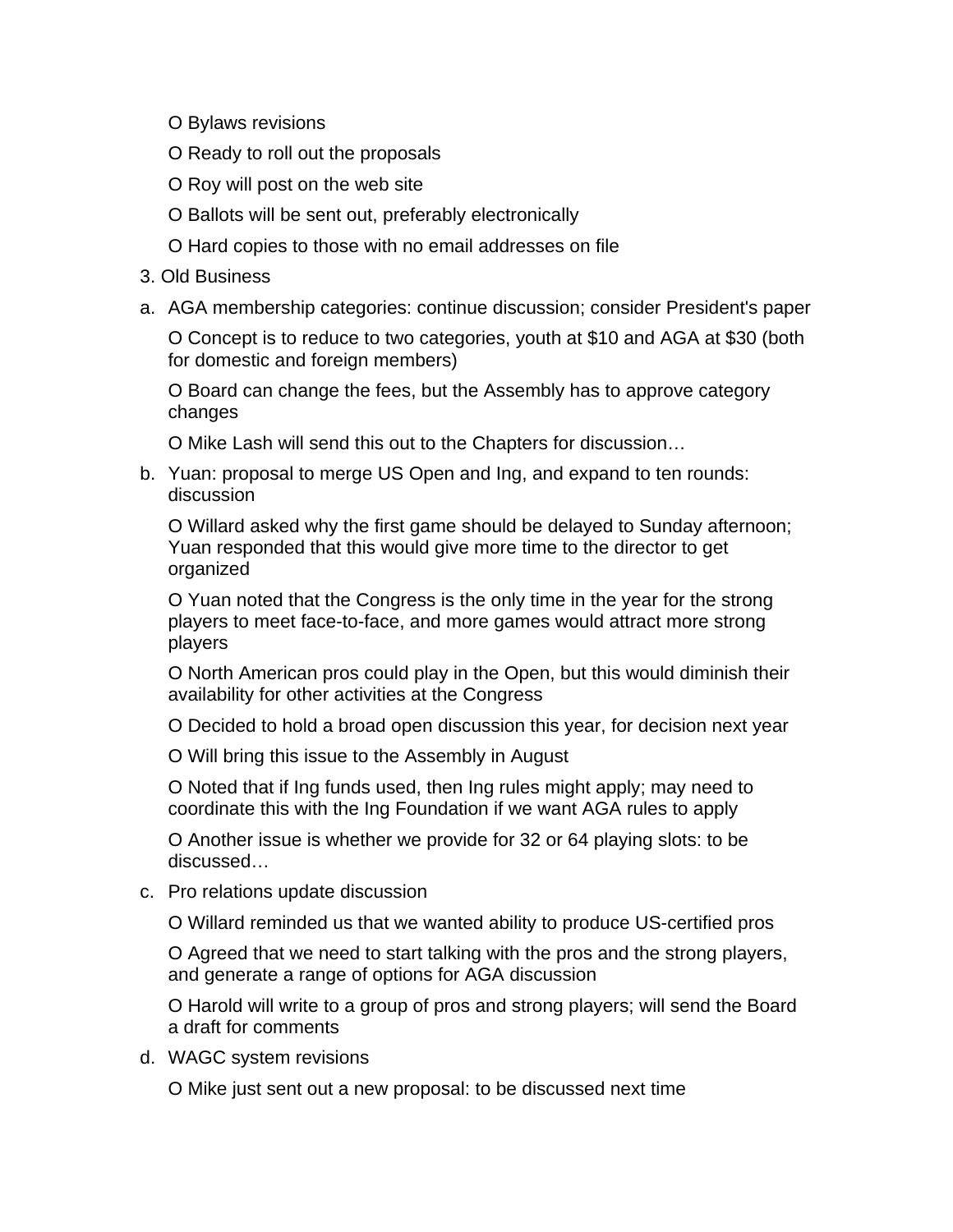O Bylaws revisions

O Ready to roll out the proposals

O Roy will post on the web site

O Ballots will be sent out, preferably electronically

O Hard copies to those with no email addresses on file

3. Old Business

a. AGA membership categories: continue discussion; consider President's paper

   O Concept is to reduce to two categories, youth at $10 and AGA at $30 (both for domestic and foreign members)

   O Board can change the fees, but the Assembly has to approve category changes

   O Mike Lash will send this out to the Chapters for discussion…

b. Yuan: proposal to merge US Open and Ing, and expand to ten rounds: discussion

   O Willard asked why the first game should be delayed to Sunday afternoon; Yuan responded that this would give more time to the director to get organized

   O Yuan noted that the Congress is the only time in the year for the strong players to meet face-to-face, and more games would attract more strong players

   O North American pros could play in the Open, but this would diminish their availability for other activities at the Congress

   O Decided to hold a broad open discussion this year, for decision next year

   O Will bring this issue to the Assembly in August

   O Noted that if Ing funds used, then Ing rules might apply; may need to coordinate this with the Ing Foundation if we want AGA rules to apply

   O Another issue is whether we provide for 32 or 64 playing slots: to be discussed…

c. Pro relations update discussion

   O Willard reminded us that we wanted ability to produce US-certified pros

   O Agreed that we need to start talking with the pros and the strong players, and generate a range of options for AGA discussion

   O Harold will write to a group of pros and strong players; will send the Board a draft for comments

d. WAGC system revisions

   O Mike just sent out a new proposal: to be discussed next time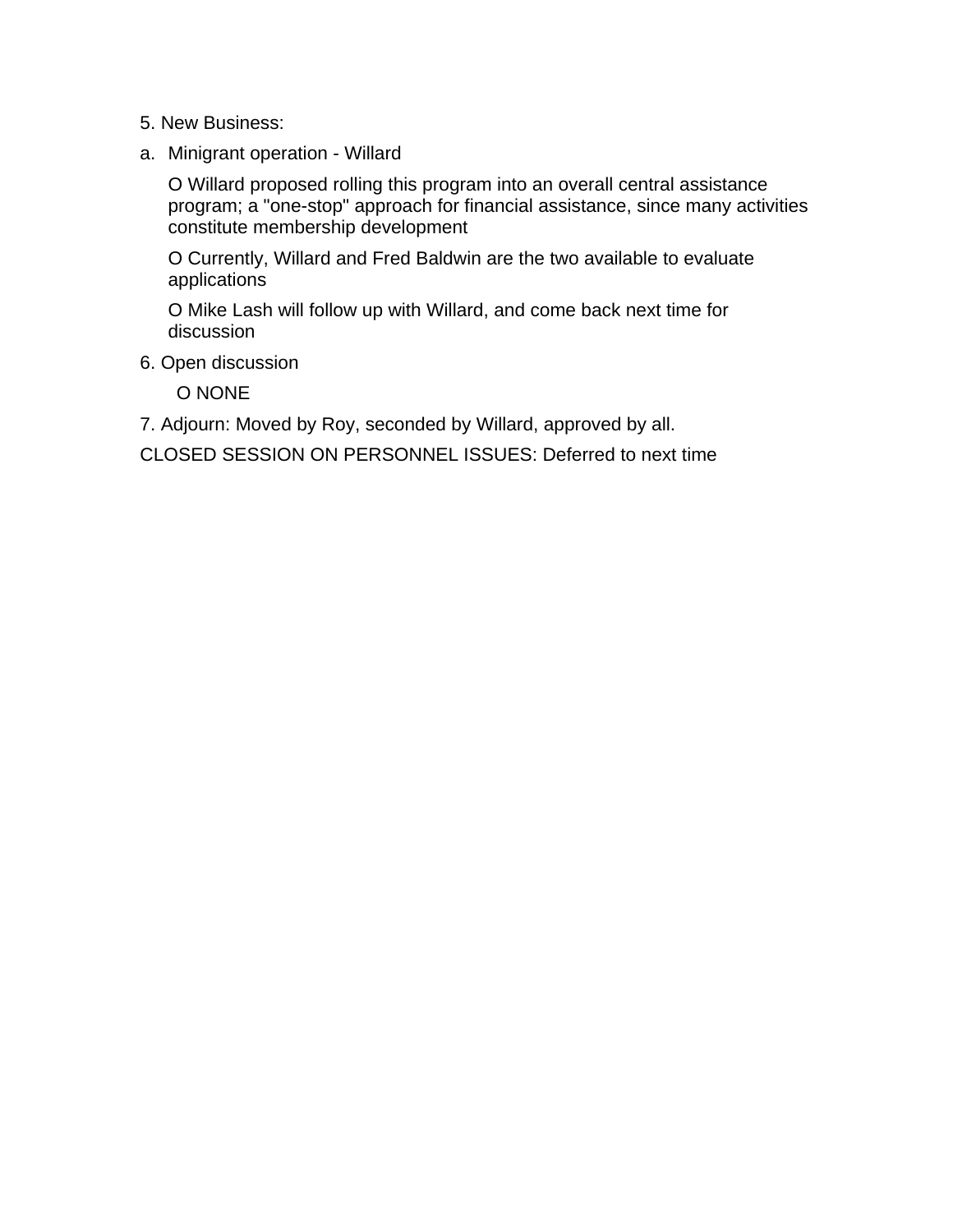5. New Business:

a. Minigrant operation - Willard

   O Willard proposed rolling this program into an overall central assistance program; a "one-stop" approach for financial assistance, since many activities constitute membership development

   O Currently, Willard and Fred Baldwin are the two available to evaluate applications

   O Mike Lash will follow up with Willard, and come back next time for discussion

6. Open discussion

   O NONE

7. Adjourn: Moved by Roy, seconded by Willard, approved by all.

CLOSED SESSION ON PERSONNEL ISSUES: Deferred to next time